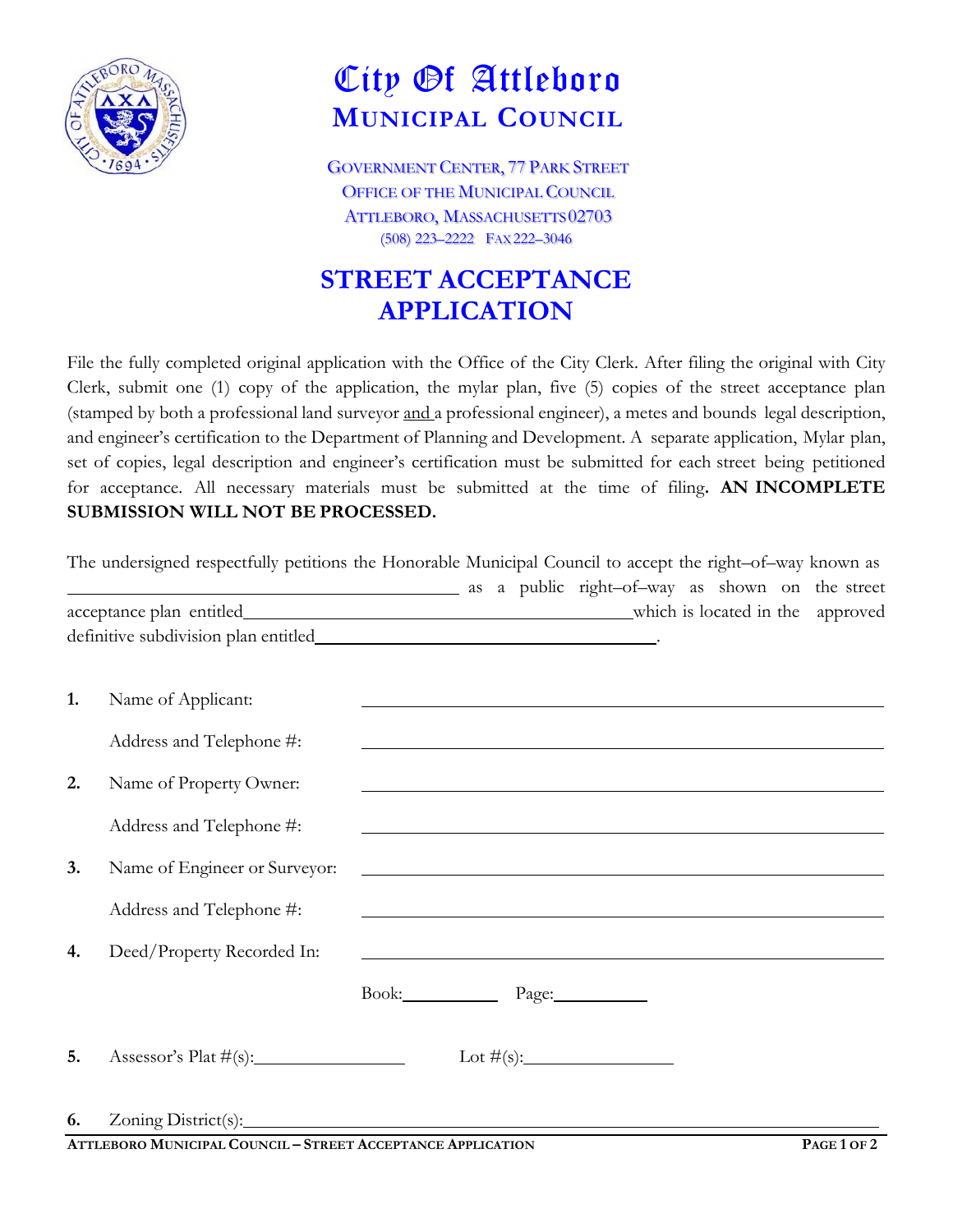# City Of Attleboro
## MUNICIPAL COUNCIL

GOVERNMENT CENTER, 77 PARK STREET
OFFICE OF THE MUNICIPAL COUNCIL
ATTLEBORO, MASSACHUSETTS 02703
(508) 223–2222 FAX 222–3046

## STREET ACCEPTANCE APPLICATION

File the fully completed original application with the Office of the City Clerk. After filing the original with City Clerk, submit one (1) copy of the application, the mylar plan, five (5) copies of the street acceptance plan (stamped by both a professional land surveyor and a professional engineer), a metes and bounds legal description, and engineer's certification to the Department of Planning and Development. A separate application, Mylar plan, set of copies, legal description and engineer's certification must be submitted for each street being petitioned for acceptance. All necessary materials must be submitted at the time of filing**. AN INCOMPLETE SUBMISSION WILL NOT BE PROCESSED.**

The undersigned respectfully petitions the Honorable Municipal Council to accept the right–of–way known as \_\_\_\_\_\_\_\_\_\_\_\_\_\_\_\_\_\_\_\_\_\_\_\_\_\_\_\_\_\_ as a public right–of–way as shown on the street acceptance plan entitled\_\_\_\_\_\_\_\_\_\_\_\_\_\_\_\_\_\_\_\_\_\_\_\_\_\_\_\_\_\_ which is located in the approved definitive subdivision plan entitled\_\_\_\_\_\_\_\_\_\_\_\_\_\_\_\_\_\_\_\_\_\_\_\_\_\_\_\_\_\_.

**1.** Name of Applicant: \_\_\_\_\_\_\_\_\_\_\_\_\_\_\_\_\_\_\_\_\_\_\_\_\_\_\_\_\_\_

Address and Telephone #: \_\_\_\_\_\_\_\_\_\_\_\_\_\_\_\_\_\_\_\_\_\_\_\_\_\_\_\_\_\_

**2.** Name of Property Owner: \_\_\_\_\_\_\_\_\_\_\_\_\_\_\_\_\_\_\_\_\_\_\_\_\_\_\_\_\_\_

Address and Telephone #: \_\_\_\_\_\_\_\_\_\_\_\_\_\_\_\_\_\_\_\_\_\_\_\_\_\_\_\_\_\_

**3.** Name of Engineer or Surveyor: \_\_\_\_\_\_\_\_\_\_\_\_\_\_\_\_\_\_\_\_\_\_\_\_\_\_\_\_\_\_

Address and Telephone #: \_\_\_\_\_\_\_\_\_\_\_\_\_\_\_\_\_\_\_\_\_\_\_\_\_\_\_\_\_\_

**4.** Deed/Property Recorded In: \_\_\_\_\_\_\_\_\_\_\_\_\_\_\_\_\_\_\_\_\_\_\_\_\_\_\_\_\_\_

Book:\_\_\_\_\_\_\_\_\_\_ Page:\_\_\_\_\_\_\_\_\_\_

**5.** Assessor's Plat #(s):\_\_\_\_\_\_\_\_\_\_\_\_\_\_\_ Lot #(s):\_\_\_\_\_\_\_\_\_\_\_\_\_\_\_

**6.** Zoning District(s):\_\_\_\_\_\_\_\_\_\_\_\_\_\_\_\_\_\_\_\_\_\_\_\_\_\_\_\_\_\_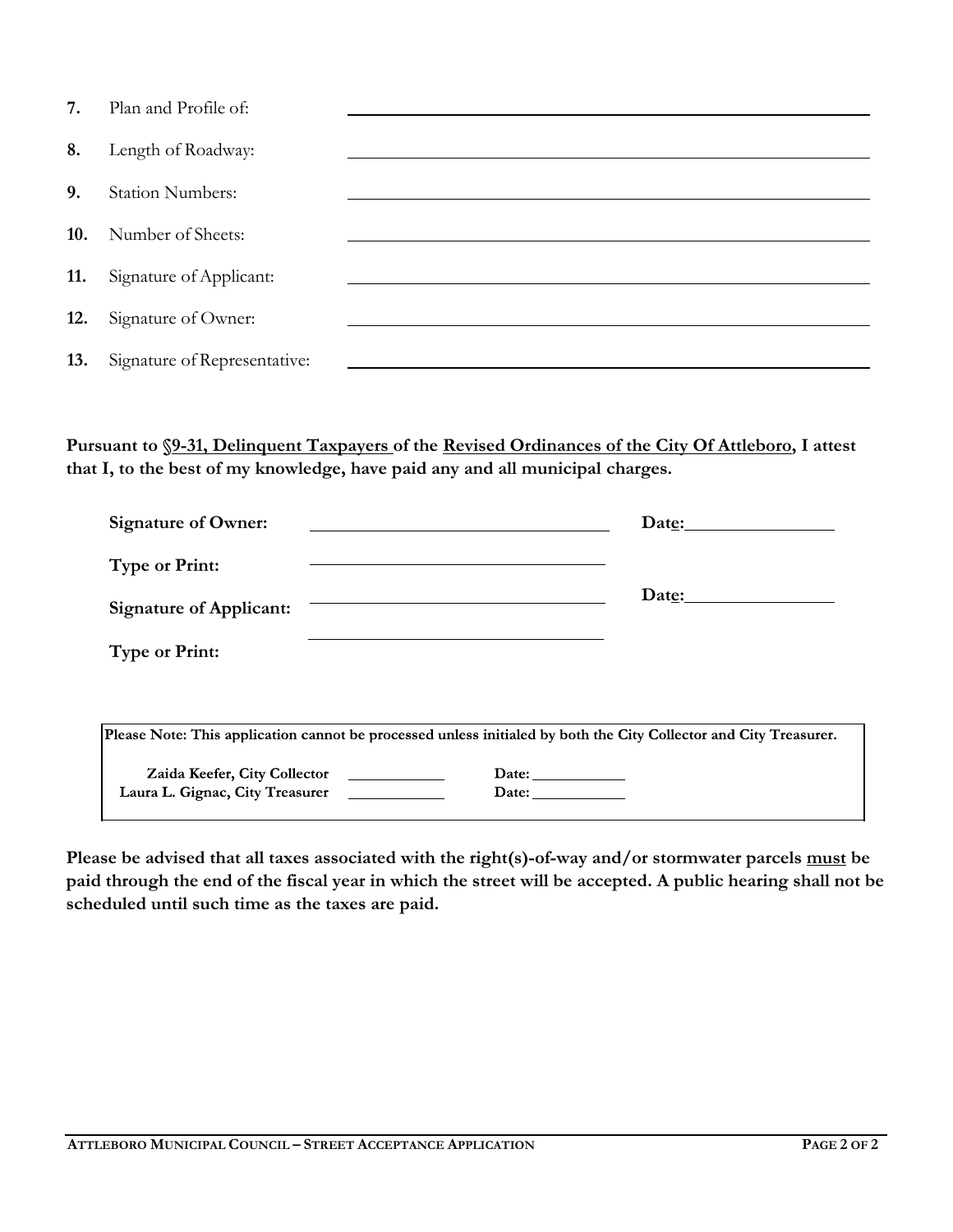7. Plan and Profile of: ______________________________

8. Length of Roadway: ______________________________

9. Station Numbers: ______________________________

10. Number of Sheets: ______________________________

11. Signature of Applicant: ______________________________

12. Signature of Owner: ______________________________

13. Signature of Representative: ______________________________

**Pursuant to <u>§9-31, Delinquent Taxpayers</u> of the <u>Revised Ordinances of the City Of Attleboro</u>, I attest that I, to the best of my knowledge, have paid any and all municipal charges.**

**Signature of Owner:** ______________________ **Date:** ____________

**Type or Print:** ______________________

**Signature of Applicant:** ______________________ **Date:** ____________

**Type or Print:** ______________________

**Please Note: This application cannot be processed unless initialed by both the City Collector and City Treasurer.**

**Zaida Keefer, City Collector** ____________ **Date:** ____________

**Laura L. Gignac, City Treasurer** ____________ **Date:** ____________

**Please be advised that all taxes associated with the right(s)-of-way and/or stormwater parcels <u>must</u> be paid through the end of the fiscal year in which the street will be accepted. A public hearing shall not be scheduled until such time as the taxes are paid.**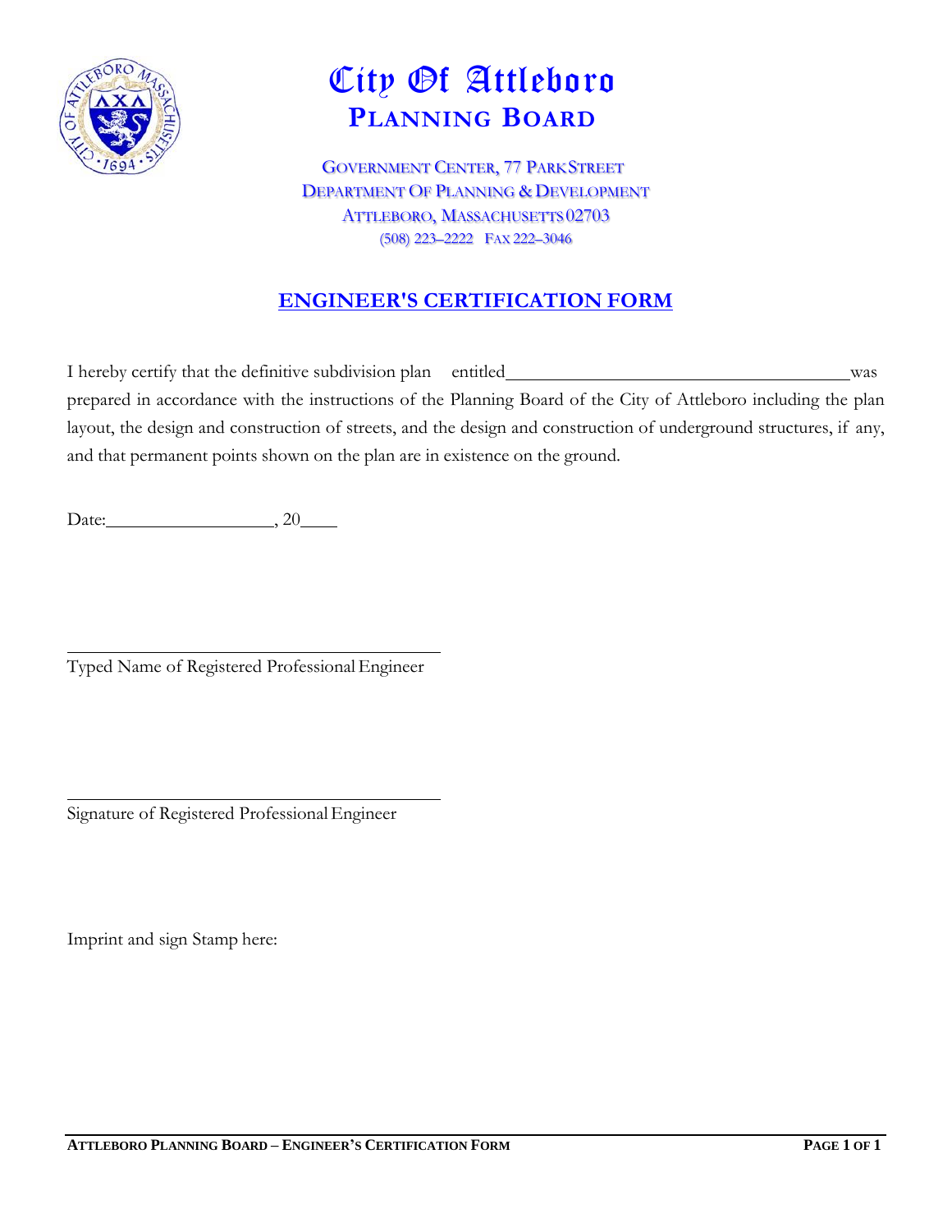# City Of Attleboro
## PLANNING BOARD

GOVERNMENT CENTER, 77 PARK STREET
DEPARTMENT OF PLANNING & DEVELOPMENT
ATTLEBORO, MASSACHUSETTS 02703
(508) 223–2222 FAX 222–3046

## ENGINEER'S CERTIFICATION FORM

I hereby certify that the definitive subdivision plan entitled________________________________________ was prepared in accordance with the instructions of the Planning Board of the City of Attleboro including the plan layout, the design and construction of streets, and the design and construction of underground structures, if any, and that permanent points shown on the plan are in existence on the ground.

Date:___________________, 20____

_____________________________________________
Typed Name of Registered Professional Engineer

_____________________________________________
Signature of Registered Professional Engineer

Imprint and sign Stamp here: